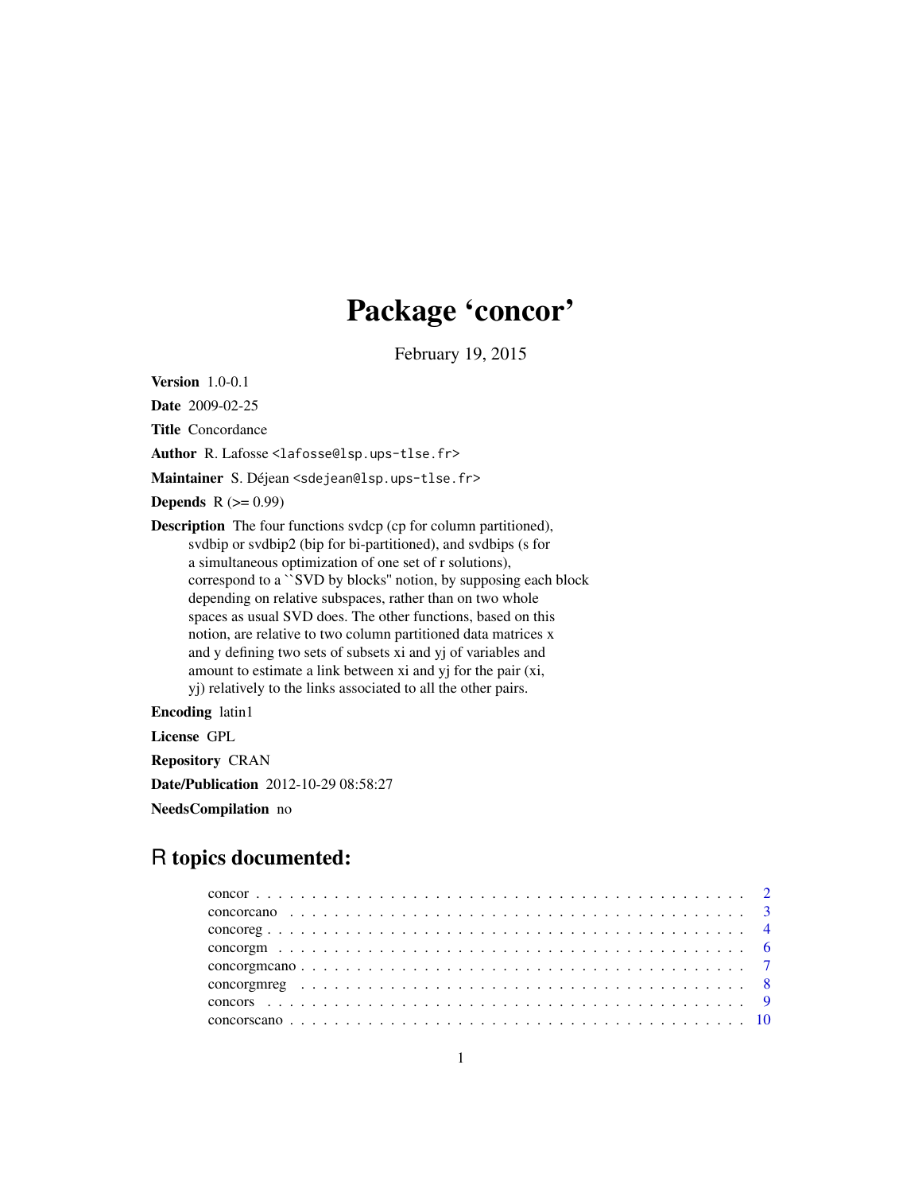# Package 'concor'

February 19, 2015

**Version** 1.0-0.1

**Date** 2009-02-25

**Title** Concordance

**Author** R. Lafosse <lafosse@lsp.ups-tlse.fr>

**Maintainer** S. Déjean <sdejean@lsp.ups-tlse.fr>

**Depends** R (>= 0.99)

**Description** The four functions svdcp (cp for column partitioned), svdbip or svdbip2 (bip for bi-partitioned), and svdbips (s for a simultaneous optimization of one set of r solutions), correspond to a ``SVD by blocks'' notion, by supposing each block depending on relative subspaces, rather than on two whole spaces as usual SVD does. The other functions, based on this notion, are relative to two column partitioned data matrices x and y defining two sets of subsets xi and yj of variables and amount to estimate a link between xi and yj for the pair (xi, yj) relatively to the links associated to all the other pairs.

**Encoding** latin1

**License** GPL

**Repository** CRAN

**Date/Publication** 2012-10-29 08:58:27

**NeedsCompilation** no

## R topics documented:

concor . . . . . . . . . . . . . . . . . . . . . . . . . . . . . . . . . . . . . . . . . 2
concorcano . . . . . . . . . . . . . . . . . . . . . . . . . . . . . . . . . . . . . . . 3
concoreg . . . . . . . . . . . . . . . . . . . . . . . . . . . . . . . . . . . . . . . . 4
concorgm . . . . . . . . . . . . . . . . . . . . . . . . . . . . . . . . . . . . . . . . 6
concorgmcano . . . . . . . . . . . . . . . . . . . . . . . . . . . . . . . . . . . . . 7
concorgmreg . . . . . . . . . . . . . . . . . . . . . . . . . . . . . . . . . . . . . . 8
concors . . . . . . . . . . . . . . . . . . . . . . . . . . . . . . . . . . . . . . . . . 9
concorscano . . . . . . . . . . . . . . . . . . . . . . . . . . . . . . . . . . . . . . 10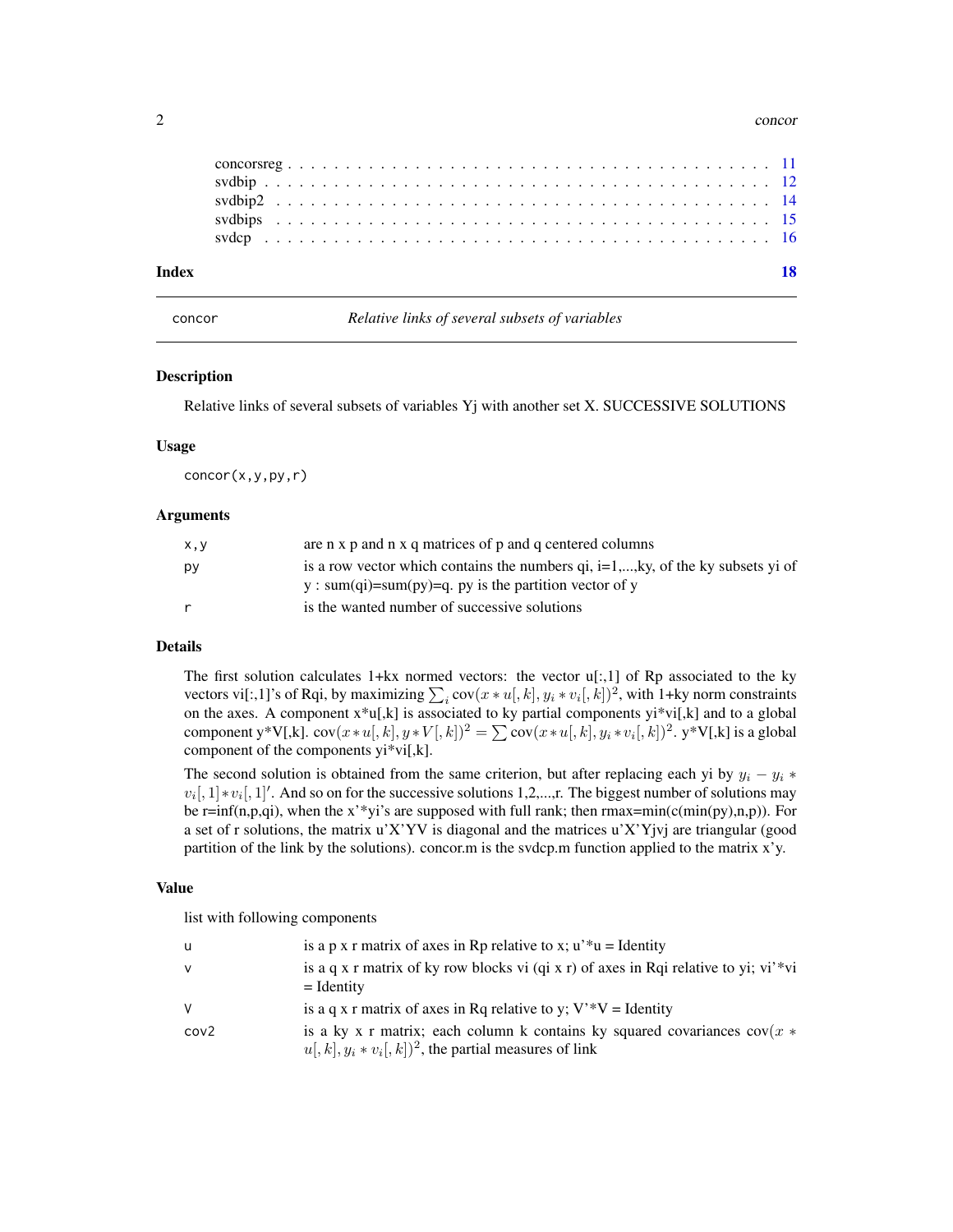concorsreg . . . . . . . . . . . . . . . . . . . . . . . . . . . . . . . . . . . . . . . . . 11
svdbip . . . . . . . . . . . . . . . . . . . . . . . . . . . . . . . . . . . . . . . . . . . . 12
svdbip2 . . . . . . . . . . . . . . . . . . . . . . . . . . . . . . . . . . . . . . . . . . . 14
svdbips . . . . . . . . . . . . . . . . . . . . . . . . . . . . . . . . . . . . . . . . . . . 15
svdcp . . . . . . . . . . . . . . . . . . . . . . . . . . . . . . . . . . . . . . . . . . . . 16

**Index** **18**

---

`concor` *Relative links of several subsets of variables*

---

### Description

Relative links of several subsets of variables Yj with another set X. SUCCESSIVE SOLUTIONS

### Usage

```
concor(x,y,py,r)
```

### Arguments

| | |
|---|---|
| x,y | are n x p and n x q matrices of p and q centered columns |
| py | is a row vector which contains the numbers qi, i=1,...,ky, of the ky subsets yi of y : sum(qi)=sum(py)=q. py is the partition vector of y |
| r | is the wanted number of successive solutions |

### Details

The first solution calculates 1+kx normed vectors: the vector u[:,1] of Rp associated to the ky vectors vi[:,1]'s of Rqi, by maximizing $\sum_i \text{cov}(x*u[,k], y_i*v_i[,k])^2$, with 1+ky norm constraints on the axes. A component x*u[,k] is associated to ky partial components yi*vi[,k] and to a global component y*V[,k]. $\text{cov}(x*u[,k], y*V[,k])^2 = \sum \text{cov}(x*u[,k], y_i*v_i[,k])^2$. y*V[,k] is a global component of the components yi*vi[,k].

The second solution is obtained from the same criterion, but after replacing each yi by $y_i - y_i * v_i[,1]*v_i[,1]'$. And so on for the successive solutions 1,2,...,r. The biggest number of solutions may be r=inf(n,p,qi), when the x'*yi's are supposed with full rank; then rmax=min(c(min(py),n,p)). For a set of r solutions, the matrix u'X'YV is diagonal and the matrices u'X'Yjvj are triangular (good partition of the link by the solutions). concor.m is the svdcp.m function applied to the matrix x'y.

### Value

list with following components

| | |
|---|---|
| u | is a p x r matrix of axes in Rp relative to x; u'*u = Identity |
| v | is a q x r matrix of ky row blocks vi (qi x r) of axes in Rqi relative to yi; vi'*vi = Identity |
| V | is a q x r matrix of axes in Rq relative to y; V'*V = Identity |
| cov2 | is a ky x r matrix; each column k contains ky squared covariances $\text{cov}(x*u[,k], y_i*v_i[,k])^2$, the partial measures of link |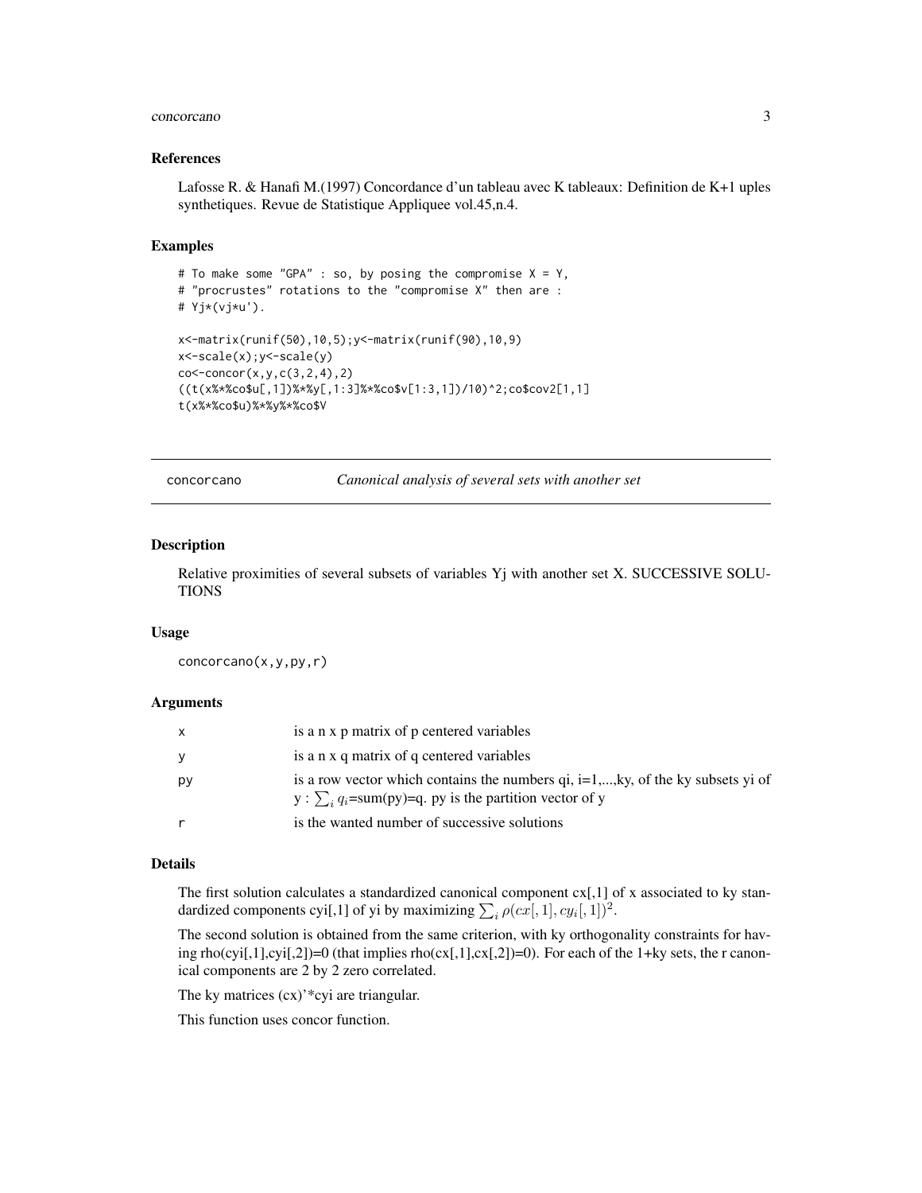### References

Lafosse R. & Hanafi M.(1997) Concordance d'un tableau avec K tableaux: Definition de K+1 uples synthetiques. Revue de Statistique Appliquee vol.45,n.4.

### Examples

```
# To make some "GPA" : so, by posing the compromise X = Y,
# "procrustes" rotations to the "compromise X" then are :
# Yj*(vj*u').

x<-matrix(runif(50),10,5);y<-matrix(runif(90),10,9)
x<-scale(x);y<-scale(y)
co<-concor(x,y,c(3,2,4),2)
((t(x%*%co$u[,1])%*%y[,1:3]%*%co$v[1:3,1])/10)^2;co$cov2[1,1]
t(x%*%co$u)%*%y%*%co$V
```

---

## concorcano — *Canonical analysis of several sets with another set*

### Description

Relative proximities of several subsets of variables Yj with another set X. SUCCESSIVE SOLUTIONS

### Usage

```
concorcano(x,y,py,r)
```

### Arguments

| | |
|---|---|
| x | is a n x p matrix of p centered variables |
| y | is a n x q matrix of q centered variables |
| py | is a row vector which contains the numbers qi, i=1,...,ky, of the ky subsets yi of y : $\sum_i q_i$=sum(py)=q. py is the partition vector of y |
| r | is the wanted number of successive solutions |

### Details

The first solution calculates a standardized canonical component cx[,1] of x associated to ky standardized components cyi[,1] of yi by maximizing $\sum_i \rho(cx[,1], cy_i[,1])^2$.

The second solution is obtained from the same criterion, with ky orthogonality constraints for having rho(cyi[,1],cyi[,2])=0 (that implies rho(cx[,1],cx[,2])=0). For each of the 1+ky sets, the r canonical components are 2 by 2 zero correlated.

The ky matrices (cx)'*cyi are triangular.

This function uses concor function.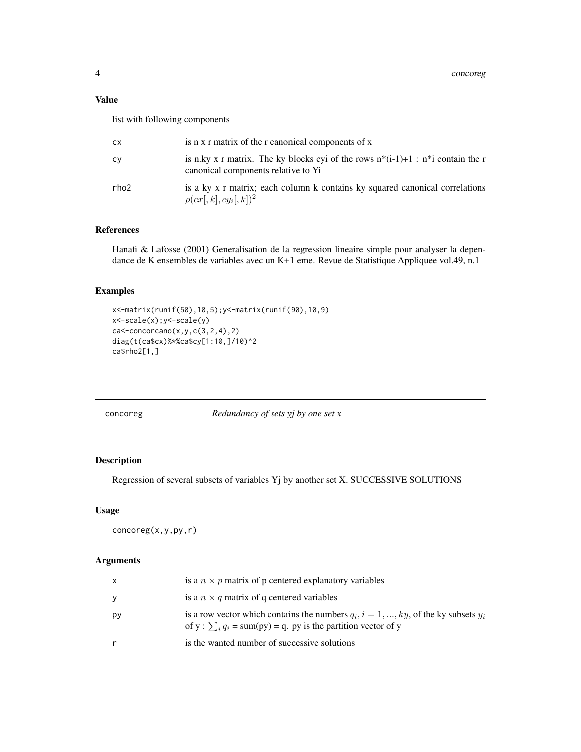### Value

list with following components

| | |
|---|---|
| cx | is n x r matrix of the r canonical components of x |
| cy | is n.ky x r matrix. The ky blocks cyi of the rows n*(i-1)+1 : n*i contain the r canonical components relative to Yi |
| rho2 | is a ky x r matrix; each column k contains ky squared canonical correlations $\rho(cx[,k], cy_i[,k])^2$ |

### References

Hanafi & Lafosse (2001) Generalisation de la regression lineaire simple pour analyser la dependance de K ensembles de variables avec un K+1 eme. Revue de Statistique Appliquee vol.49, n.1

### Examples

```
x<-matrix(runif(50),10,5);y<-matrix(runif(90),10,9)
x<-scale(x);y<-scale(y)
ca<-concorcano(x,y,c(3,2,4),2)
diag(t(ca$cx)%*%ca$cy[1:10,]/10)^2
ca$rho2[1,]
```

---

## concoreg — *Redundancy of sets yj by one set x*

### Description

Regression of several subsets of variables Yj by another set X. SUCCESSIVE SOLUTIONS

### Usage

```
concoreg(x,y,py,r)
```

### Arguments

| | |
|---|---|
| x | is a $n \times p$ matrix of p centered explanatory variables |
| y | is a $n \times q$ matrix of q centered variables |
| py | is a row vector which contains the numbers $q_i, i = 1, ..., ky$, of the ky subsets $y_i$ of y : $\sum_i q_i$ = sum(py) = q. py is the partition vector of y |
| r | is the wanted number of successive solutions |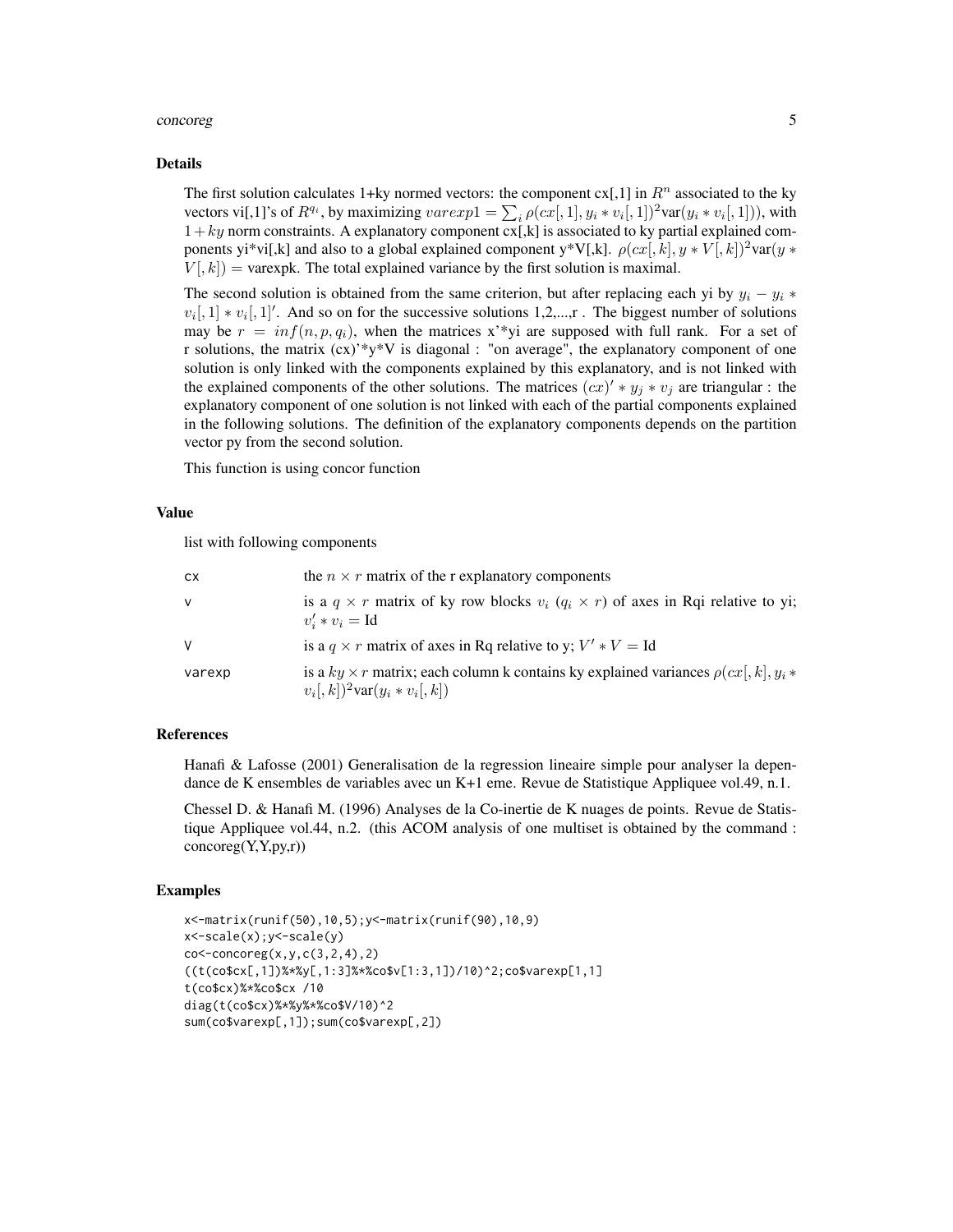### Details

The first solution calculates 1+ky normed vectors: the component cx[,1] in $R^n$ associated to the ky vectors vi[,1]'s of $R^{q_i}$, by maximizing $varexp1 = \sum_i \rho(cx[,1], y_i * v_i[,1])^2 \text{var}(y_i * v_i[,1]))$, with $1 + ky$ norm constraints. A explanatory component cx[,k] is associated to ky partial explained components yi*vi[,k] and also to a global explained component y*V[,k]. $\rho(cx[,k], y * V[,k])^2 \text{var}(y * V[,k]) =$ varexpk. The total explained variance by the first solution is maximal.

The second solution is obtained from the same criterion, but after replacing each yi by $y_i - y_i * v_i[,1] * v_i[,1]'$. And so on for the successive solutions 1,2,...,r . The biggest number of solutions may be $r = inf(n, p, q_i)$, when the matrices x'*yi are supposed with full rank. For a set of r solutions, the matrix (cx)'*y*V is diagonal : "on average", the explanatory component of one solution is only linked with the components explained by this explanatory, and is not linked with the explained components of the other solutions. The matrices $(cx)' * y_j * v_j$ are triangular : the explanatory component of one solution is not linked with each of the partial components explained in the following solutions. The definition of the explanatory components depends on the partition vector py from the second solution.

This function is using concor function

### Value

list with following components

| | |
|---|---|
| cx | the $n \times r$ matrix of the r explanatory components |
| v | is a $q \times r$ matrix of ky row blocks $v_i$ ($q_i \times r$) of axes in Rqi relative to yi; $v_i' * v_i = \text{Id}$ |
| V | is a $q \times r$ matrix of axes in Rq relative to y; $V' * V = \text{Id}$ |
| varexp | is a $ky \times r$ matrix; each column k contains ky explained variances $\rho(cx[,k], y_i * v_i[,k])^2 \text{var}(y_i * v_i[,k])$ |

### References

Hanafi & Lafosse (2001) Generalisation de la regression lineaire simple pour analyser la dependance de K ensembles de variables avec un K+1 eme. Revue de Statistique Appliquee vol.49, n.1.

Chessel D. & Hanafi M. (1996) Analyses de la Co-inertie de K nuages de points. Revue de Statistique Appliquee vol.44, n.2. (this ACOM analysis of one multiset is obtained by the command : concoreg(Y,Y,py,r))

### Examples

```
x<-matrix(runif(50),10,5);y<-matrix(runif(90),10,9)
x<-scale(x);y<-scale(y)
co<-concoreg(x,y,c(3,2,4),2)
((t(co$cx[,1])%*%y[,1:3]%*%co$v[1:3,1])/10)^2;co$varexp[1,1]
t(co$cx)%*%co$cx /10
diag(t(co$cx)%*%y%*%co$V/10)^2
sum(co$varexp[,1]);sum(co$varexp[,2])
```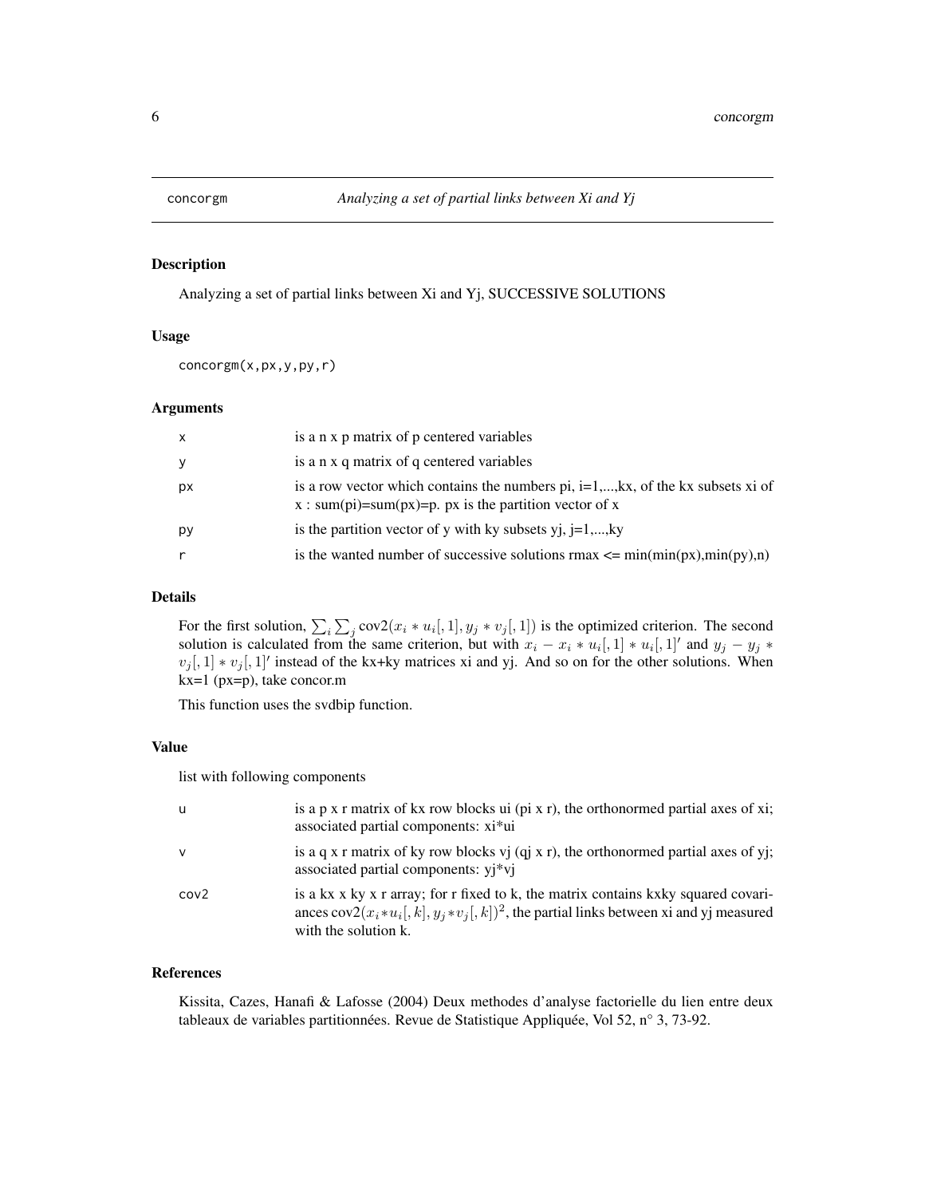concorgm *Analyzing a set of partial links between Xi and Yj*

### Description

Analyzing a set of partial links between Xi and Yj, SUCCESSIVE SOLUTIONS

### Usage

```
concorgm(x,px,y,py,r)
```

### Arguments

| | |
|---|---|
| x | is a n x p matrix of p centered variables |
| y | is a n x q matrix of q centered variables |
| px | is a row vector which contains the numbers pi, i=1,...,kx, of the kx subsets xi of x : sum(pi)=sum(px)=p. px is the partition vector of x |
| py | is the partition vector of y with ky subsets yj, j=1,...,ky |
| r | is the wanted number of successive solutions rmax <= min(min(px),min(py),n) |

### Details

For the first solution, $\sum_i \sum_j \text{cov2}(x_i * u_i[,1], y_j * v_j[,1])$ is the optimized criterion. The second solution is calculated from the same criterion, but with $x_i - x_i * u_i[,1] * u_i[,1]'$ and $y_j - y_j * v_j[,1] * v_j[,1]'$ instead of the kx+ky matrices xi and yj. And so on for the other solutions. When kx=1 (px=p), take concor.m

This function uses the svdbip function.

### Value

list with following components

| | |
|---|---|
| u | is a p x r matrix of kx row blocks ui (pi x r), the orthonormed partial axes of xi; associated partial components: xi*ui |
| v | is a q x r matrix of ky row blocks vj (qj x r), the orthonormed partial axes of yj; associated partial components: yj*vj |
| cov2 | is a kx x ky x r array; for r fixed to k, the matrix contains kxky squared covariances $\text{cov2}(x_i * u_i[,k], y_j * v_j[,k])^2$, the partial links between xi and yj measured with the solution k. |

### References

Kissita, Cazes, Hanafi & Lafosse (2004) Deux methodes d'analyse factorielle du lien entre deux tableaux de variables partitionnées. Revue de Statistique Appliquée, Vol 52, n° 3, 73-92.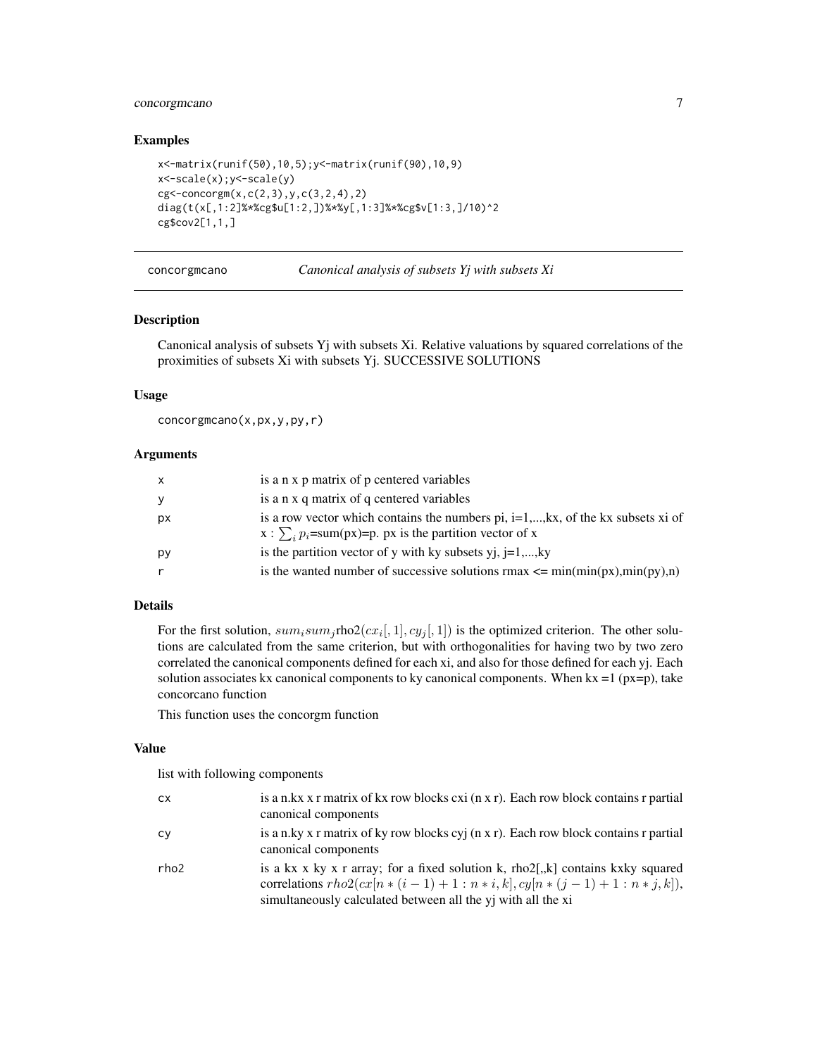### Examples

```
x<-matrix(runif(50),10,5);y<-matrix(runif(90),10,9)
x<-scale(x);y<-scale(y)
cg<-concorgm(x,c(2,3),y,c(3,2,4),2)
diag(t(x[,1:2]%*%cg$u[1:2,])%*%y[,1:3]%*%cg$v[1:3,]/10)^2
cg$cov2[1,1,]
```

---

## concorgmcano — *Canonical analysis of subsets Yj with subsets Xi*

### Description

Canonical analysis of subsets Yj with subsets Xi. Relative valuations by squared correlations of the proximities of subsets Xi with subsets Yj. SUCCESSIVE SOLUTIONS

### Usage

```
concorgmcano(x,px,y,py,r)
```

### Arguments

| | |
|---|---|
| x | is a n x p matrix of p centered variables |
| y | is a n x q matrix of q centered variables |
| px | is a row vector which contains the numbers pi, i=1,...,kx, of the kx subsets xi of x : $\sum_i p_i$=sum(px)=p. px is the partition vector of x |
| py | is the partition vector of y with ky subsets yj, j=1,...,ky |
| r | is the wanted number of successive solutions rmax <= min(min(px),min(py),n) |

### Details

For the first solution, $sum_i sum_j$rho2($cx_i[,1], cy_j[,1]$) is the optimized criterion. The other solutions are calculated from the same criterion, but with orthogonalities for having two by two zero correlated the canonical components defined for each xi, and also for those defined for each yj. Each solution associates kx canonical components to ky canonical components. When kx =1 (px=p), take concorcano function

This function uses the concorgm function

### Value

list with following components

| | |
|---|---|
| cx | is a n.kx x r matrix of kx row blocks cxi (n x r). Each row block contains r partial canonical components |
| cy | is a n.ky x r matrix of ky row blocks cyj (n x r). Each row block contains r partial canonical components |
| rho2 | is a kx x ky x r array; for a fixed solution k, rho2[,,k] contains kxky squared correlations $rho2(cx[n*(i-1)+1:n*i,k], cy[n*(j-1)+1:n*j,k])$, simultaneously calculated between all the yj with all the xi |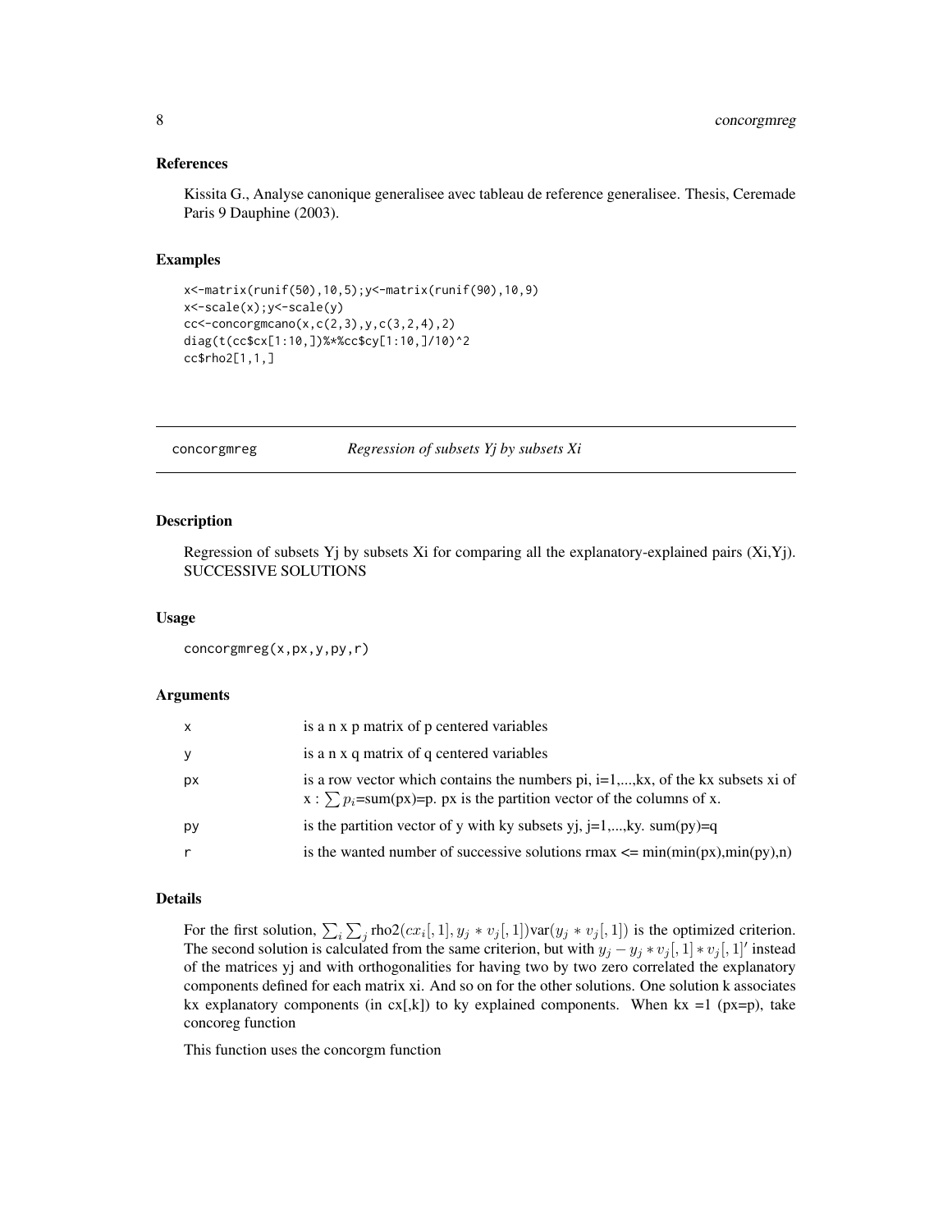### References

Kissita G., Analyse canonique generalisee avec tableau de reference generalisee. Thesis, Ceremade Paris 9 Dauphine (2003).

### Examples

```
x<-matrix(runif(50),10,5);y<-matrix(runif(90),10,9)
x<-scale(x);y<-scale(y)
cc<-concorgmcano(x,c(2,3),y,c(3,2,4),2)
diag(t(cc$cx[1:10,])%*%cc$cy[1:10,]/10)^2
cc$rho2[1,1,]
```

---

## concorgmreg — *Regression of subsets Yj by subsets Xi*

---

### Description

Regression of subsets Yj by subsets Xi for comparing all the explanatory-explained pairs (Xi,Yj). SUCCESSIVE SOLUTIONS

### Usage

```
concorgmreg(x,px,y,py,r)
```

### Arguments

| | |
|---|---|
| x | is a n x p matrix of p centered variables |
| y | is a n x q matrix of q centered variables |
| px | is a row vector which contains the numbers pi, i=1,...,kx, of the kx subsets xi of x : $\sum p_i$=sum(px)=p. px is the partition vector of the columns of x. |
| py | is the partition vector of y with ky subsets yj, j=1,...,ky. sum(py)=q |
| r | is the wanted number of successive solutions rmax <= min(min(px),min(py),n) |

### Details

For the first solution, $\sum_i \sum_j \text{rho2}(cx_i[,1], y_j * v_j[,1])\text{var}(y_j * v_j[,1])$ is the optimized criterion. The second solution is calculated from the same criterion, but with $y_j - y_j * v_j[,1] * v_j[,1]'$ instead of the matrices yj and with orthogonalities for having two by two zero correlated the explanatory components defined for each matrix xi. And so on for the other solutions. One solution k associates kx explanatory components (in cx[,k]) to ky explained components. When kx =1 (px=p), take concoreg function

This function uses the concorgm function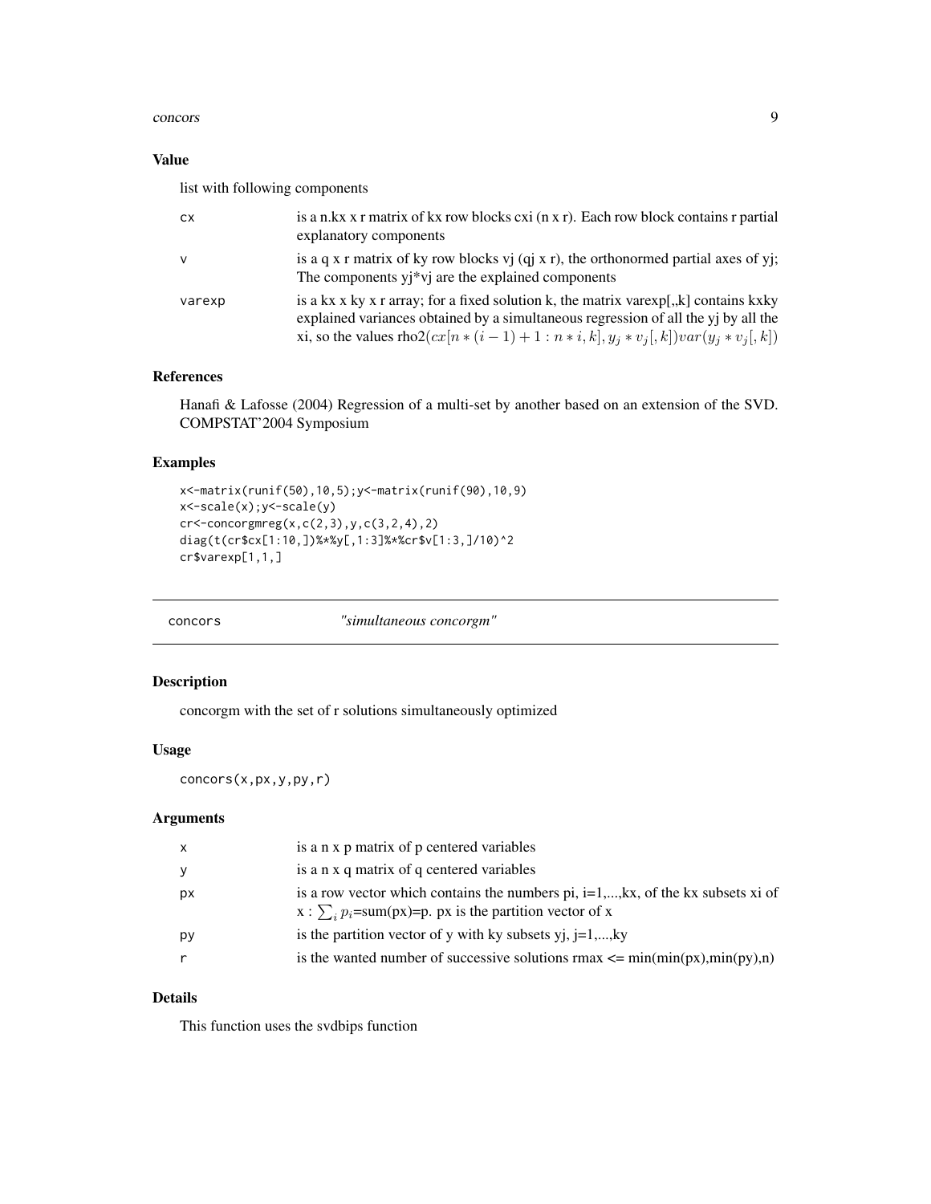## Value

list with following components

| | |
|---|---|
| cx | is a n.kx x r matrix of kx row blocks cxi (n x r). Each row block contains r partial explanatory components |
| v | is a q x r matrix of ky row blocks vj (qj x r), the orthonormed partial axes of yj; The components yj*vj are the explained components |
| varexp | is a kx x ky x r array; for a fixed solution k, the matrix varexp[,,k] contains kxky explained variances obtained by a simultaneous regression of all the yj by all the xi, so the values rho2$(cx[n*(i-1)+1:n*i,k], y_j*v_j[,k])var(y_j*v_j[,k])$ |

## References

Hanafi & Lafosse (2004) Regression of a multi-set by another based on an extension of the SVD. COMPSTAT'2004 Symposium

## Examples

```
x<-matrix(runif(50),10,5);y<-matrix(runif(90),10,9)
x<-scale(x);y<-scale(y)
cr<-concorgmreg(x,c(2,3),y,c(3,2,4),2)
diag(t(cr$cx[1:10,])%*%y[,1:3]%*%cr$v[1:3,]/10)^2
cr$varexp[1,1,]
```

---

# concors *"simultaneous concorgm"*

## Description

concorgm with the set of r solutions simultaneously optimized

## Usage

```
concors(x,px,y,py,r)
```

## Arguments

| | |
|---|---|
| x | is a n x p matrix of p centered variables |
| y | is a n x q matrix of q centered variables |
| px | is a row vector which contains the numbers pi, i=1,...,kx, of the kx subsets xi of x : $\sum_i p_i$=sum(px)=p. px is the partition vector of x |
| py | is the partition vector of y with ky subsets yj, j=1,...,ky |
| r | is the wanted number of successive solutions rmax <= min(min(px),min(py),n) |

## Details

This function uses the svdbips function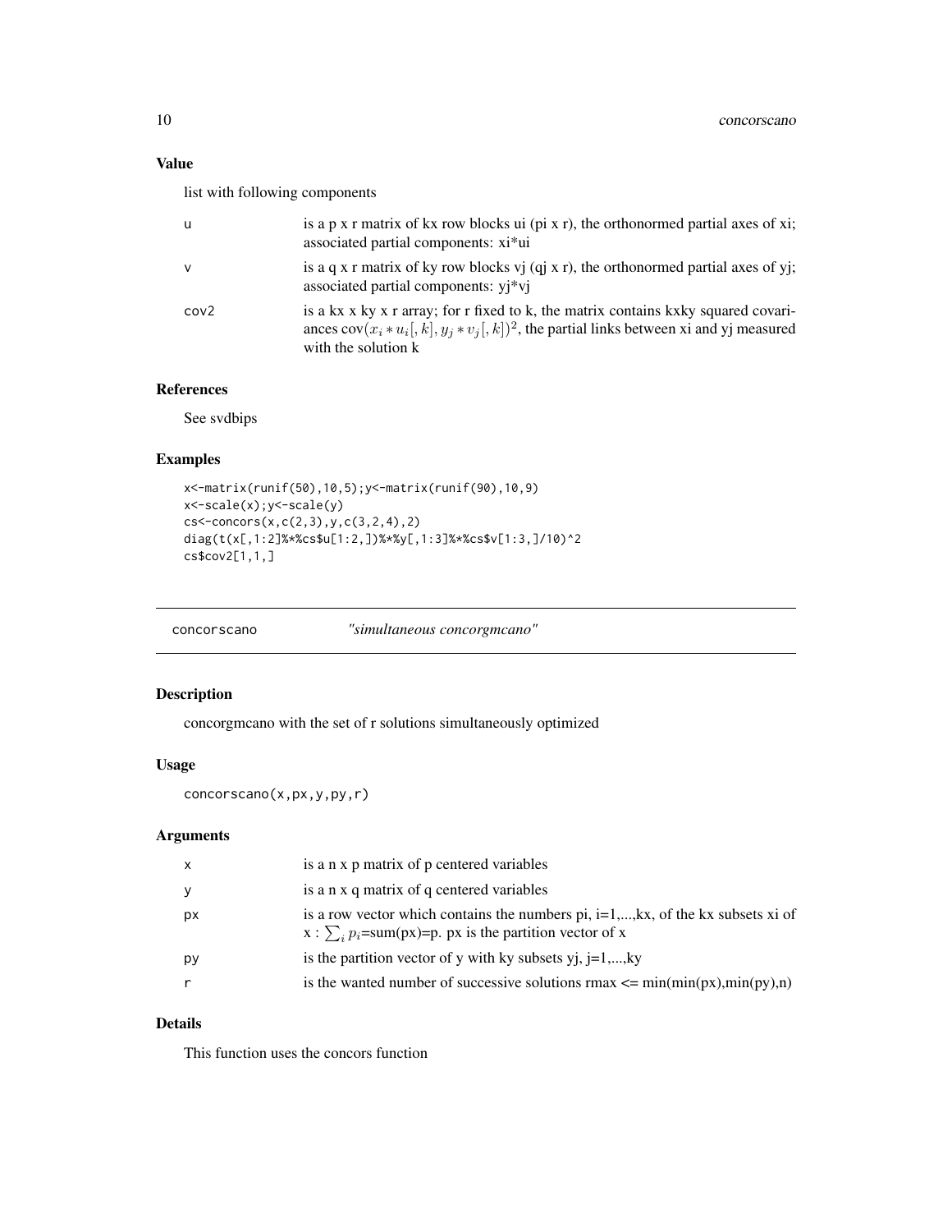### Value

list with following components

| | |
|---|---|
| u | is a p x r matrix of kx row blocks ui (pi x r), the orthonormed partial axes of xi; associated partial components: xi*ui |
| v | is a q x r matrix of ky row blocks vj (qj x r), the orthonormed partial axes of yj; associated partial components: yj*vj |
| cov2 | is a kx x ky x r array; for r fixed to k, the matrix contains kxky squared covariances $\text{cov}(x_i * u_i[,k], y_j * v_j[,k])^2$, the partial links between xi and yj measured with the solution k |

### References

See svdbips

### Examples

```
x<-matrix(runif(50),10,5);y<-matrix(runif(90),10,9)
x<-scale(x);y<-scale(y)
cs<-concors(x,c(2,3),y,c(3,2,4),2)
diag(t(x[,1:2]%*%cs$u[1:2,])%*%y[,1:3]%*%cs$v[1:3,]/10)^2
cs$cov2[1,1,]
```

---

## concorscano *"simultaneous concorgmcano"*

### Description

concorgmcano with the set of r solutions simultaneously optimized

### Usage

```
concorscano(x,px,y,py,r)
```

### Arguments

| | |
|---|---|
| x | is a n x p matrix of p centered variables |
| y | is a n x q matrix of q centered variables |
| px | is a row vector which contains the numbers pi, i=1,...,kx, of the kx subsets xi of x : $\sum_i p_i$=sum(px)=p. px is the partition vector of x |
| py | is the partition vector of y with ky subsets yj, j=1,...,ky |
| r | is the wanted number of successive solutions rmax <= min(min(px),min(py),n) |

### Details

This function uses the concors function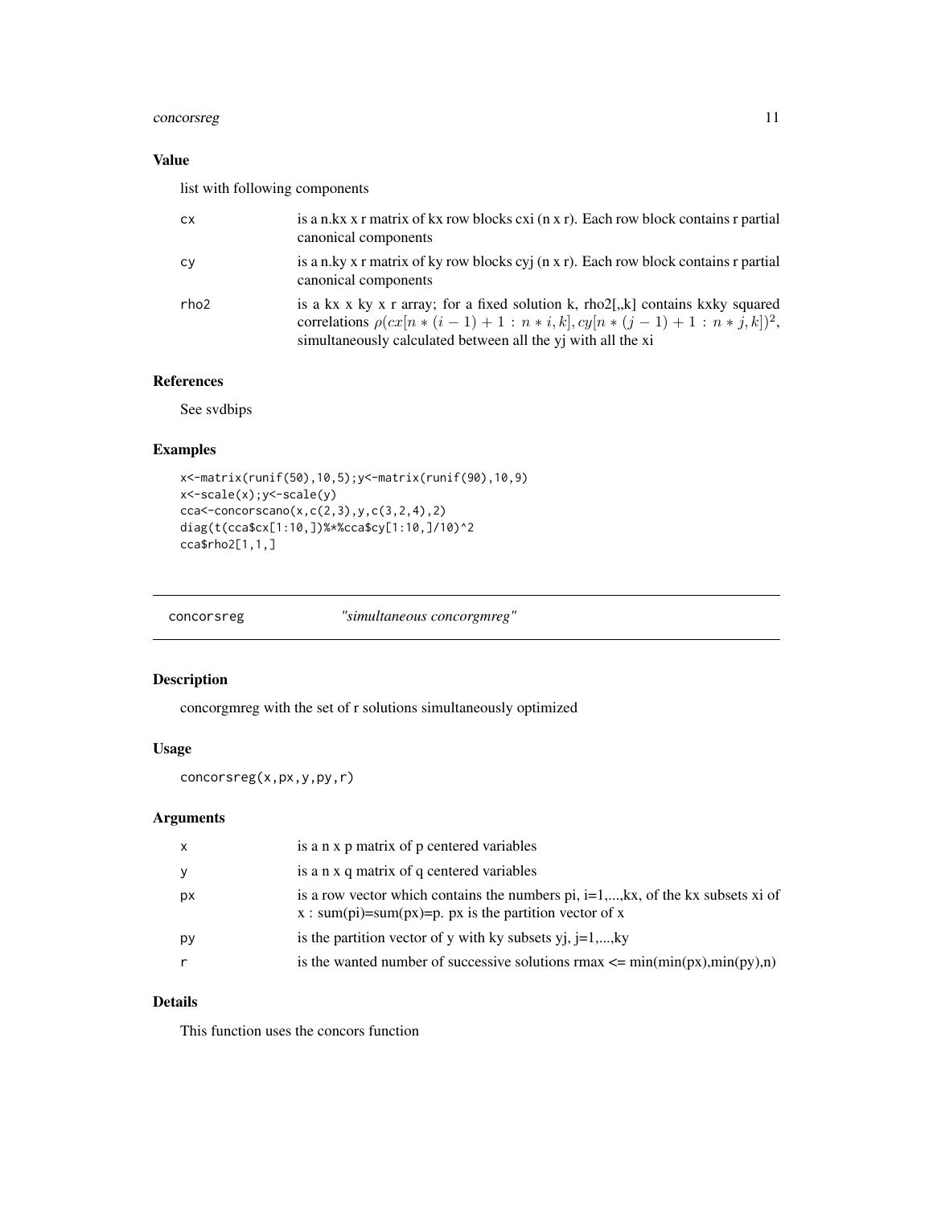## Value

list with following components

| | |
|---|---|
| cx | is a n.kx x r matrix of kx row blocks cxi (n x r). Each row block contains r partial canonical components |
| cy | is a n.ky x r matrix of ky row blocks cyj (n x r). Each row block contains r partial canonical components |
| rho2 | is a kx x ky x r array; for a fixed solution k, rho2[,,k] contains kxky squared correlations $\rho(cx[n*(i-1)+1:n*i,k], cy[n*(j-1)+1:n*j,k])^2$, simultaneously calculated between all the yj with all the xi |

## References

See svdbips

## Examples

```
x<-matrix(runif(50),10,5);y<-matrix(runif(90),10,9)
x<-scale(x);y<-scale(y)
cca<-concorscano(x,c(2,3),y,c(3,2,4),2)
diag(t(cca$cx[1:10,])%*%cca$cy[1:10,]/10)^2
cca$rho2[1,1,]
```

---

# concorsreg *"simultaneous concorgmreg"*

---

## Description

concorgmreg with the set of r solutions simultaneously optimized

## Usage

```
concorsreg(x,px,y,py,r)
```

## Arguments

| | |
|---|---|
| x | is a n x p matrix of p centered variables |
| y | is a n x q matrix of q centered variables |
| px | is a row vector which contains the numbers pi, i=1,...,kx, of the kx subsets xi of x : sum(pi)=sum(px)=p. px is the partition vector of x |
| py | is the partition vector of y with ky subsets yj, j=1,...,ky |
| r | is the wanted number of successive solutions rmax <= min(min(px),min(py),n) |

## Details

This function uses the concors function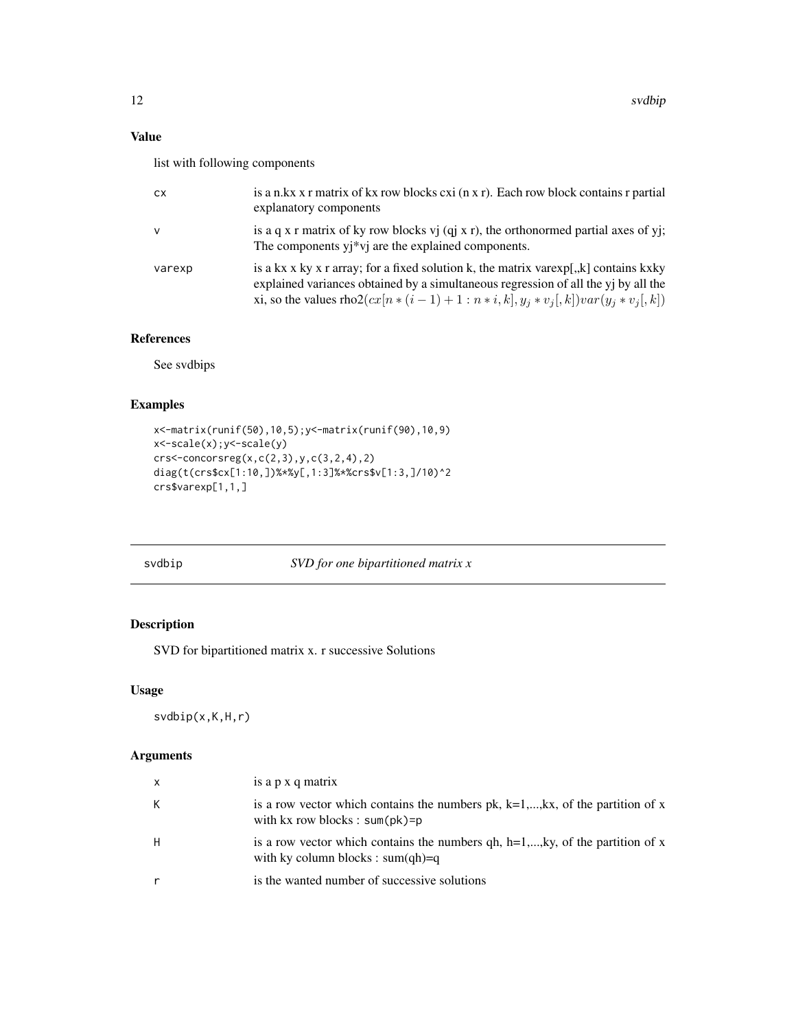## Value

list with following components

| | |
|---|---|
| cx | is a n.kx x r matrix of kx row blocks cxi (n x r). Each row block contains r partial explanatory components |
| v | is a q x r matrix of ky row blocks vj (qj x r), the orthonormed partial axes of yj; The components yj*vj are the explained components. |
| varexp | is a kx x ky x r array; for a fixed solution k, the matrix varexp[,,k] contains kxky explained variances obtained by a simultaneous regression of all the yj by all the xi, so the values rho2$(cx[n*(i-1)+1:n*i,k], y_j*v_j[,k])var(y_j*v_j[,k])$ |

## References

See svdbips

## Examples

```
x<-matrix(runif(50),10,5);y<-matrix(runif(90),10,9)
x<-scale(x);y<-scale(y)
crs<-concorsreg(x,c(2,3),y,c(3,2,4),2)
diag(t(crs$cx[1:10,])%*%y[,1:3]%*%crs$v[1:3,]/10)^2
crs$varexp[1,1,]
```

---

# svdbip — *SVD for one bipartitioned matrix x*

## Description

SVD for bipartitioned matrix x. r successive Solutions

## Usage

```
svdbip(x,K,H,r)
```

## Arguments

| | |
|---|---|
| x | is a p x q matrix |
| K | is a row vector which contains the numbers pk, k=1,...,kx, of the partition of x with kx row blocks : sum(pk)=p |
| H | is a row vector which contains the numbers qh, h=1,...,ky, of the partition of x with ky column blocks : sum(qh)=q |
| r | is the wanted number of successive solutions |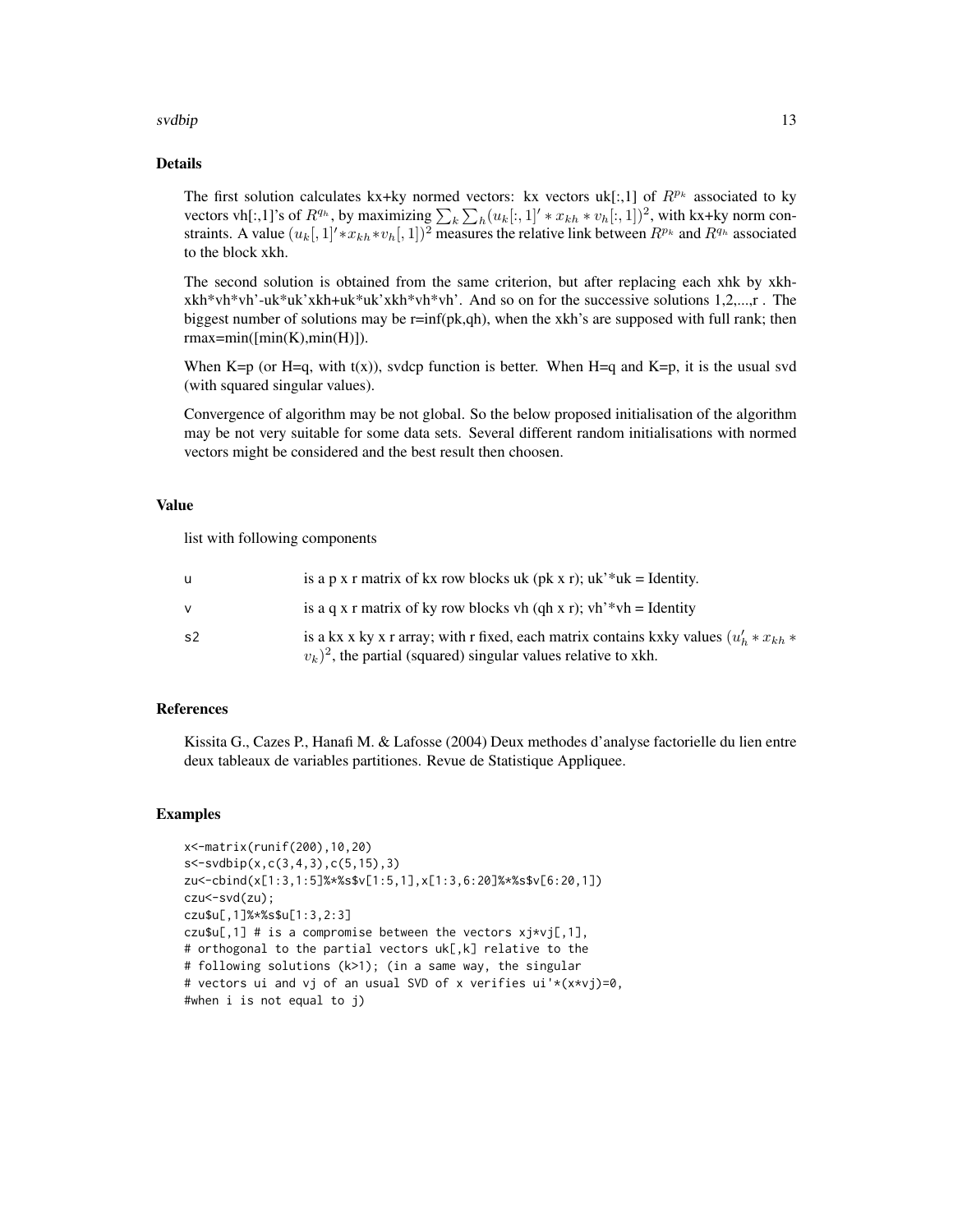### Details

The first solution calculates kx+ky normed vectors: kx vectors uk[:,1] of $R^{p_k}$ associated to ky vectors vh[:,1]'s of $R^{q_h}$, by maximizing $\sum_k \sum_h (u_k[:,1]' * x_{kh} * v_h[:,1])^2$, with kx+ky norm constraints. A value $(u_k[,1]' * x_{kh} * v_h[,1])^2$ measures the relative link between $R^{p_k}$ and $R^{q_h}$ associated to the block xkh.

The second solution is obtained from the same criterion, but after replacing each xhk by xkh-xkh*vh*vh'-uk*uk'xkh+uk*uk'xkh*vh*vh'. And so on for the successive solutions 1,2,...,r . The biggest number of solutions may be r=inf(pk,qh), when the xkh's are supposed with full rank; then rmax=min([min(K),min(H)]).

When K=p (or H=q, with t(x)), svdcp function is better. When H=q and K=p, it is the usual svd (with squared singular values).

Convergence of algorithm may be not global. So the below proposed initialisation of the algorithm may be not very suitable for some data sets. Several different random initialisations with normed vectors might be considered and the best result then choosen.

### Value

list with following components

| | |
|---|---|
| u | is a p x r matrix of kx row blocks uk (pk x r); uk'*uk = Identity. |
| v | is a q x r matrix of ky row blocks vh (qh x r); vh'*vh = Identity |
| s2 | is a kx x ky x r array; with r fixed, each matrix contains kxky values $(u_h' * x_{kh} * v_k)^2$, the partial (squared) singular values relative to xkh. |

### References

Kissita G., Cazes P., Hanafi M. & Lafosse (2004) Deux methodes d'analyse factorielle du lien entre deux tableaux de variables partitiones. Revue de Statistique Appliquee.

### Examples

```
x<-matrix(runif(200),10,20)
s<-svdbip(x,c(3,4,3),c(5,15),3)
zu<-cbind(x[1:3,1:5]%*%s$v[1:5,1],x[1:3,6:20]%*%s$v[6:20,1])
czu<-svd(zu);
czu$u[,1]%*%s$u[1:3,2:3]
czu$u[,1] # is a compromise between the vectors xj*vj[,1],
# orthogonal to the partial vectors uk[,k] relative to the
# following solutions (k>1); (in a same way, the singular
# vectors ui and vj of an usual SVD of x verifies ui'*(x*vj)=0,
#when i is not equal to j)
```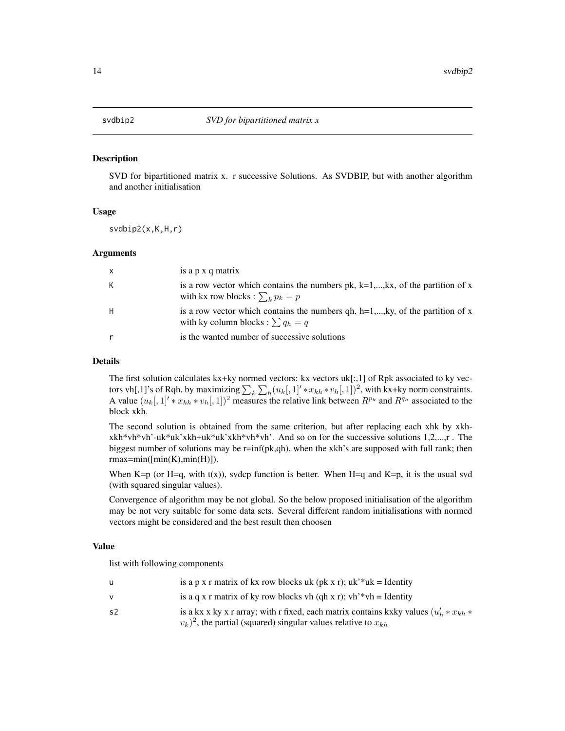# svdbip2 — *SVD for bipartitioned matrix x*

### Description

SVD for bipartitioned matrix x. r successive Solutions. As SVDBIP, but with another algorithm and another initialisation

### Usage

```
svdbip2(x,K,H,r)
```

### Arguments

| | |
|---|---|
| x | is a p x q matrix |
| K | is a row vector which contains the numbers pk, k=1,...,kx, of the partition of x with kx row blocks : $\sum_k p_k = p$ |
| H | is a row vector which contains the numbers qh, h=1,...,ky, of the partition of x with ky column blocks : $\sum q_h = q$ |
| r | is the wanted number of successive solutions |

### Details

The first solution calculates kx+ky normed vectors: kx vectors uk[:,1] of Rpk associated to ky vectors vh[,1]'s of Rqh, by maximizing $\sum_k \sum_h (u_k[,1]' * x_{kh} * v_h[,1])^2$, with kx+ky norm constraints. A value $(u_k[,1]' * x_{kh} * v_h[,1])^2$ measures the relative link between $R^{p_k}$ and $R^{q_h}$ associated to the block xkh.

The second solution is obtained from the same criterion, but after replacing each xhk by xkh-xkh*vh*vh'-uk*uk'xkh+uk*uk'xkh*vh*vh'. And so on for the successive solutions 1,2,...,r . The biggest number of solutions may be r=inf(pk,qh), when the xkh's are supposed with full rank; then rmax=min([min(K),min(H)]).

When K=p (or H=q, with t(x)), svdcp function is better. When H=q and K=p, it is the usual svd (with squared singular values).

Convergence of algorithm may be not global. So the below proposed initialisation of the algorithm may be not very suitable for some data sets. Several different random initialisations with normed vectors might be considered and the best result then choosen

### Value

list with following components

| | |
|---|---|
| u | is a p x r matrix of kx row blocks uk (pk x r); uk'*uk = Identity |
| v | is a q x r matrix of ky row blocks vh (qh x r); vh'*vh = Identity |
| s2 | is a kx x ky x r array; with r fixed, each matrix contains kxky values $(u_h' * x_{kh} * v_k)^2$, the partial (squared) singular values relative to $x_{kh}$ |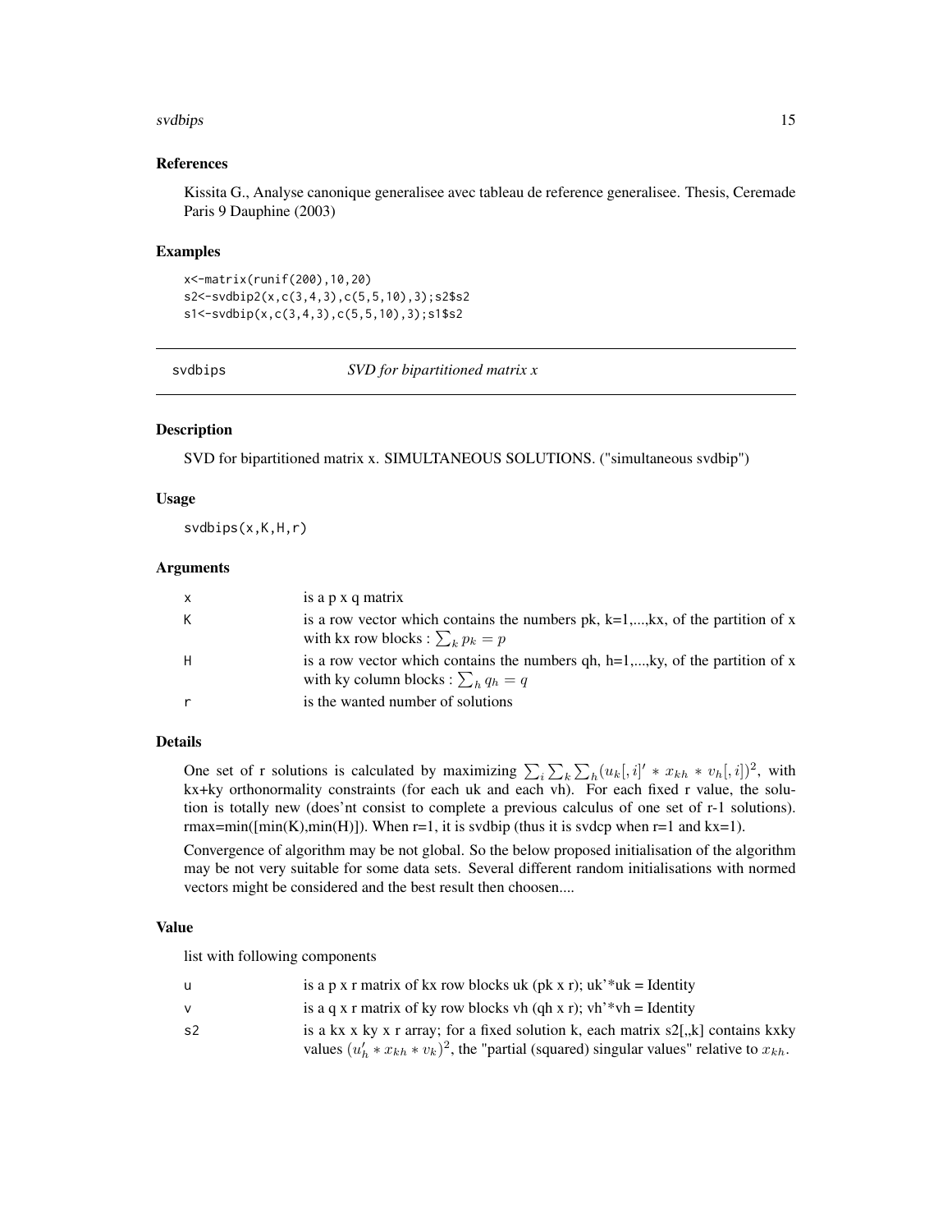### References

Kissita G., Analyse canonique generalisee avec tableau de reference generalisee. Thesis, Ceremade Paris 9 Dauphine (2003)

### Examples

```
x<-matrix(runif(200),10,20)
s2<-svdbip2(x,c(3,4,3),c(5,5,10),3);s2$s2
s1<-svdbip(x,c(3,4,3),c(5,5,10),3);s1$s2
```

---

## svdbips — *SVD for bipartitioned matrix x*

### Description

SVD for bipartitioned matrix x. SIMULTANEOUS SOLUTIONS. ("simultaneous svdbip")

### Usage

```
svdbips(x,K,H,r)
```

### Arguments

| | |
|---|---|
| x | is a p x q matrix |
| K | is a row vector which contains the numbers pk, k=1,...,kx, of the partition of x with kx row blocks : $\sum_k p_k = p$ |
| H | is a row vector which contains the numbers qh, h=1,...,ky, of the partition of x with ky column blocks : $\sum_h q_h = q$ |
| r | is the wanted number of solutions |

### Details

One set of r solutions is calculated by maximizing $\sum_i \sum_k \sum_h (u_k[,i]' * x_{kh} * v_h[,i])^2$, with kx+ky orthonormality constraints (for each uk and each vh). For each fixed r value, the solution is totally new (does'nt consist to complete a previous calculus of one set of r-1 solutions). rmax=min([min(K),min(H)]). When r=1, it is svdbip (thus it is svdcp when r=1 and kx=1).

Convergence of algorithm may be not global. So the below proposed initialisation of the algorithm may be not very suitable for some data sets. Several different random initialisations with normed vectors might be considered and the best result then choosen....

### Value

list with following components

| | |
|---|---|
| u | is a p x r matrix of kx row blocks uk (pk x r); uk'*uk = Identity |
| v | is a q x r matrix of ky row blocks vh (qh x r); vh'*vh = Identity |
| s2 | is a kx x ky x r array; for a fixed solution k, each matrix s2[,,k] contains kxky values $(u_h' * x_{kh} * v_k)^2$, the "partial (squared) singular values" relative to $x_{kh}$. |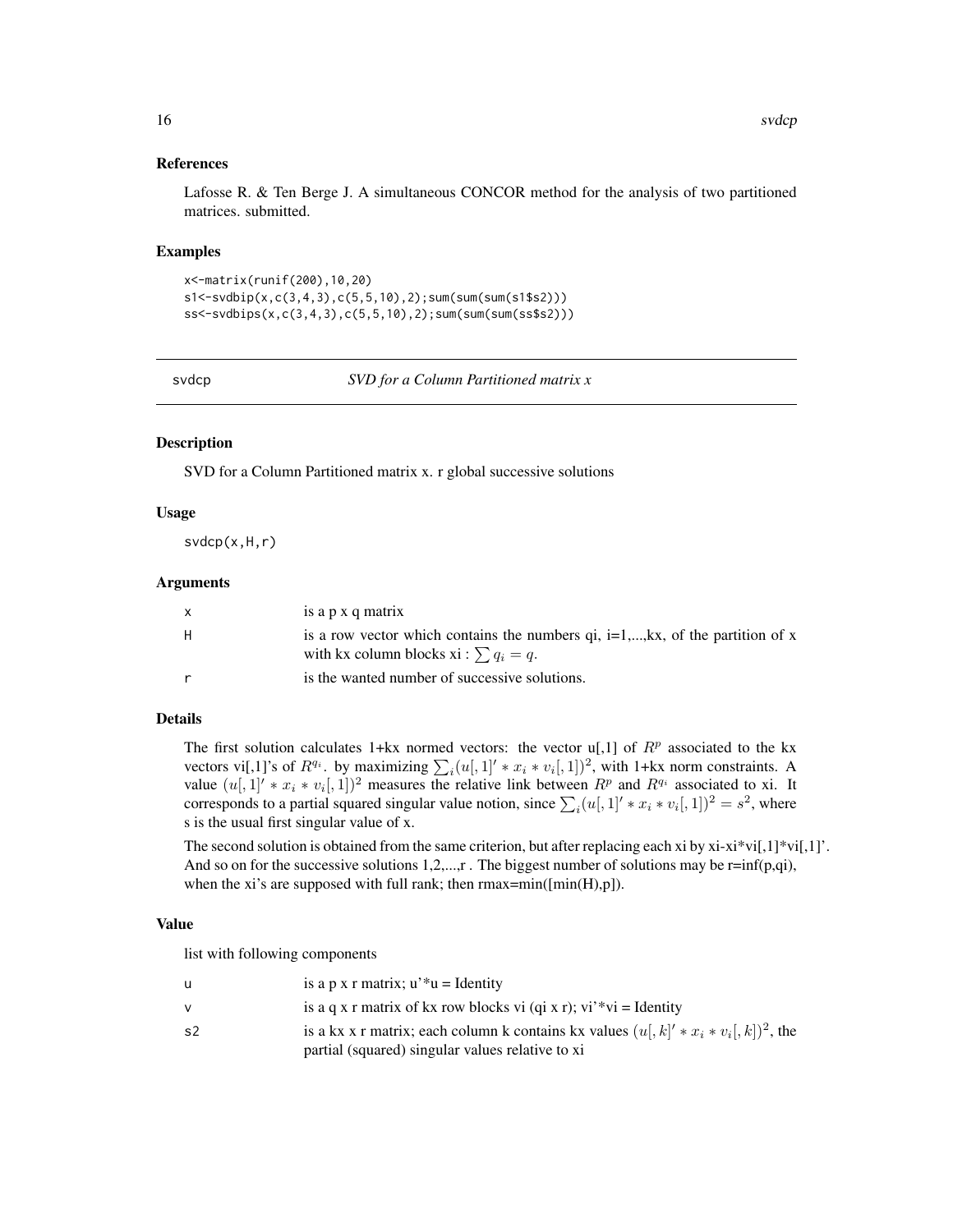### References

Lafosse R. & Ten Berge J. A simultaneous CONCOR method for the analysis of two partitioned matrices. submitted.

### Examples

```
x<-matrix(runif(200),10,20)
s1<-svdbip(x,c(3,4,3),c(5,5,10),2);sum(sum(sum(s1$s2)))
ss<-svdbips(x,c(3,4,3),c(5,5,10),2);sum(sum(sum(ss$s2)))
```

---

## svdcp — *SVD for a Column Partitioned matrix x*

### Description

SVD for a Column Partitioned matrix x. r global successive solutions

### Usage

```
svdcp(x,H,r)
```

### Arguments

| | |
|---|---|
| x | is a p x q matrix |
| H | is a row vector which contains the numbers qi, i=1,...,kx, of the partition of x with kx column blocks xi : $\sum q_i = q$. |
| r | is the wanted number of successive solutions. |

### Details

The first solution calculates 1+kx normed vectors: the vector u[,1] of $R^p$ associated to the kx vectors vi[,1]'s of $R^{q_i}$. by maximizing $\sum_i (u[,1]' * x_i * v_i[,1])^2$, with 1+kx norm constraints. A value $(u[,1]' * x_i * v_i[,1])^2$ measures the relative link between $R^p$ and $R^{q_i}$ associated to xi. It corresponds to a partial squared singular value notion, since $\sum_i (u[,1]' * x_i * v_i[,1])^2 = s^2$, where s is the usual first singular value of x.

The second solution is obtained from the same criterion, but after replacing each xi by xi-xi*vi[,1]*vi[,1]'. And so on for the successive solutions 1,2,...,r . The biggest number of solutions may be r=inf(p,qi), when the xi's are supposed with full rank; then rmax=min([min(H),p]).

### Value

list with following components

| | |
|---|---|
| u | is a p x r matrix; u'*u = Identity |
| v | is a q x r matrix of kx row blocks vi (qi x r); vi'*vi = Identity |
| s2 | is a kx x r matrix; each column k contains kx values $(u[,k]' * x_i * v_i[,k])^2$, the partial (squared) singular values relative to xi |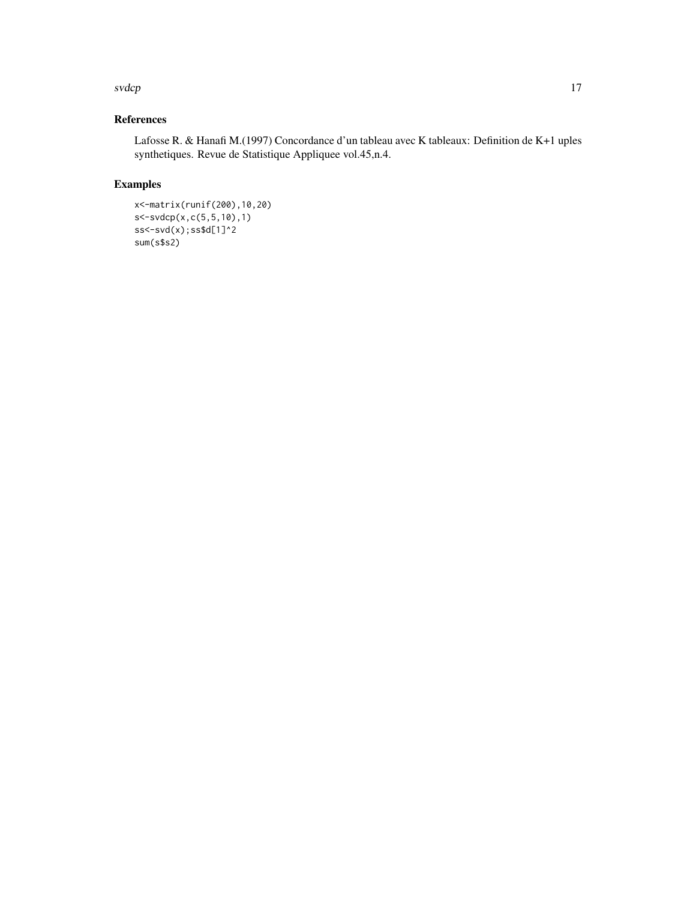## References

Lafosse R. & Hanafi M.(1997) Concordance d'un tableau avec K tableaux: Definition de K+1 uples synthetiques. Revue de Statistique Appliquee vol.45,n.4.

## Examples

```
x<-matrix(runif(200),10,20)
s<-svdcp(x,c(5,5,10),1)
ss<-svd(x);ss$d[1]^2
sum(s$s2)
```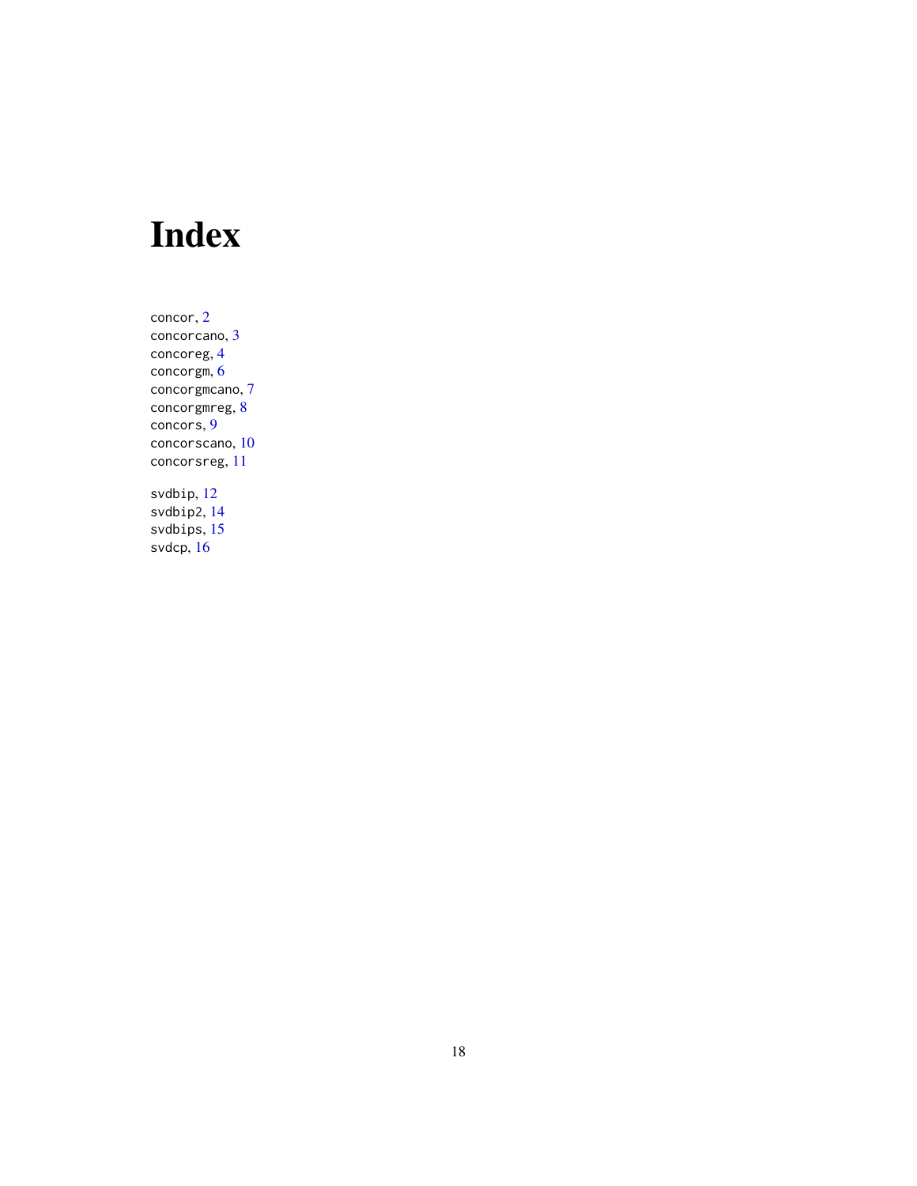# Index

concor, 2
concorcano, 3
concoreg, 4
concorgm, 6
concorgmcano, 7
concorgmreg, 8
concors, 9
concorscano, 10
concorsreg, 11

svdbip, 12
svdbip2, 14
svdbips, 15
svdcp, 16